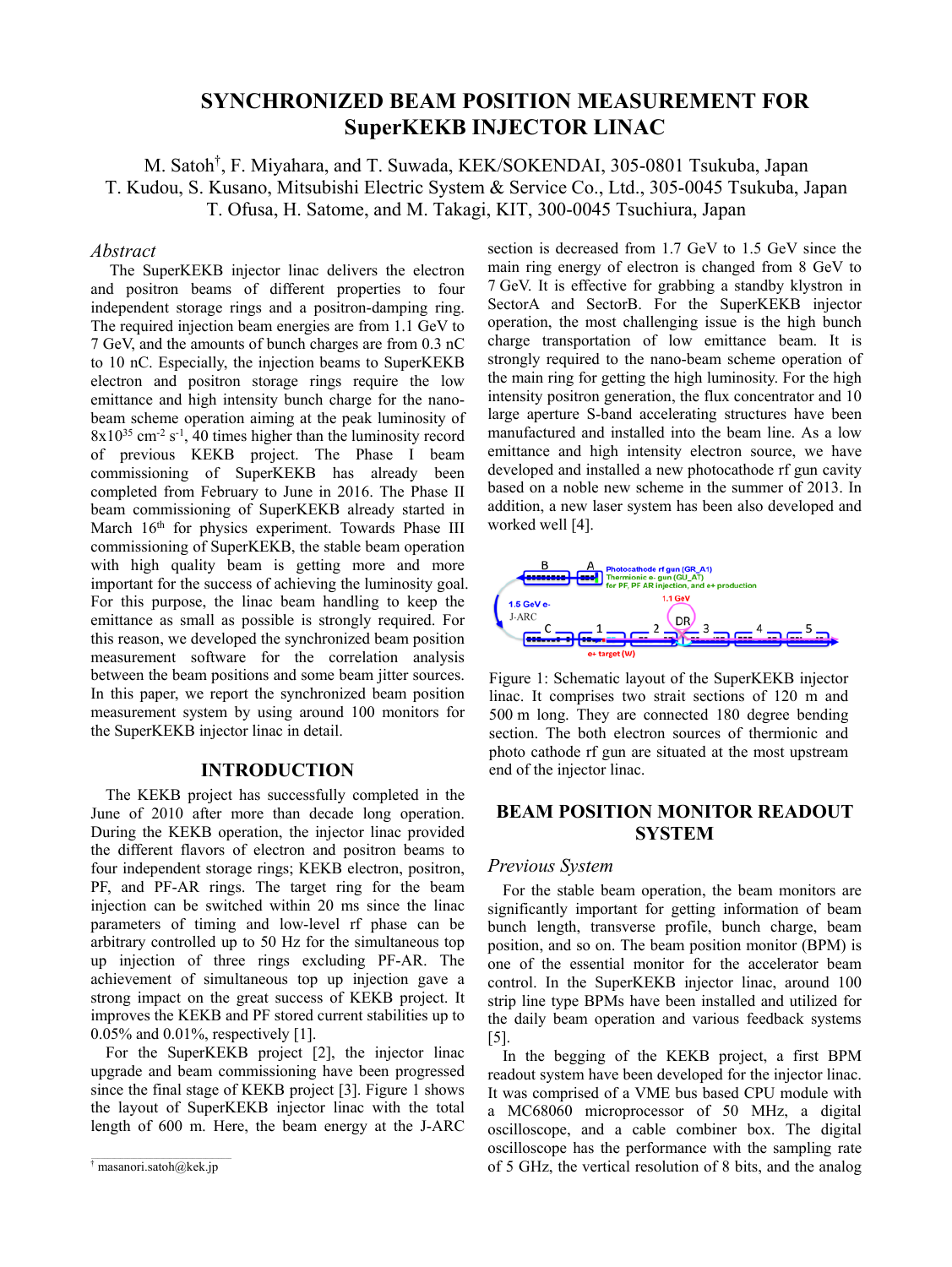# SYNCHRONIZED BEAM POSITION MEASUREMENT FOR SuperKEKB INJECTOR LINAC

M. Satoh†, F. Miyahara, and T. Suwada, KEK/SOKENDAI, 305-0801 Tsukuba, Japan
T. Kudou, S. Kusano, Mitsubishi Electric System & Service Co., Ltd., 305-0045 Tsukuba, Japan
T. Ofusa, H. Satome, and M. Takagi, KIT, 300-0045 Tsuchiura, Japan

*Abstract*

The SuperKEKB injector linac delivers the electron and positron beams of different properties to four independent storage rings and a positron-damping ring. The required injection beam energies are from 1.1 GeV to 7 GeV, and the amounts of bunch charges are from 0.3 nC to 10 nC. Especially, the injection beams to SuperKEKB electron and positron storage rings require the low emittance and high intensity bunch charge for the nano-beam scheme operation aiming at the peak luminosity of $8\text{x}10^{35}$ $\text{cm}^{-2}$ $\text{s}^{-1}$, 40 times higher than the luminosity record of previous KEKB project. The Phase I beam commissioning of SuperKEKB has already been completed from February to June in 2016. The Phase II beam commissioning of SuperKEKB already started in March 16th for physics experiment. Towards Phase III commissioning of SuperKEKB, the stable beam operation with high quality beam is getting more and more important for the success of achieving the luminosity goal. For this purpose, the linac beam handling to keep the emittance as small as possible is strongly required. For this reason, we developed the synchronized beam position measurement software for the correlation analysis between the beam positions and some beam jitter sources. In this paper, we report the synchronized beam position measurement system by using around 100 monitors for the SuperKEKB injector linac in detail.

## INTRODUCTION

The KEKB project has successfully completed in the June of 2010 after more than decade long operation. During the KEKB operation, the injector linac provided the different flavors of electron and positron beams to four independent storage rings; KEKB electron, positron, PF, and PF-AR rings. The target ring for the beam injection can be switched within 20 ms since the linac parameters of timing and low-level rf phase can be arbitrary controlled up to 50 Hz for the simultaneous top up injection of three rings excluding PF-AR. The achievement of simultaneous top up injection gave a strong impact on the great success of KEKB project. It improves the KEKB and PF stored current stabilities up to 0.05% and 0.01%, respectively [1].

For the SuperKEKB project [2], the injector linac upgrade and beam commissioning have been progressed since the final stage of KEKB project [3]. Figure 1 shows the layout of SuperKEKB injector linac with the total length of 600 m. Here, the beam energy at the J-ARC section is decreased from 1.7 GeV to 1.5 GeV since the main ring energy of electron is changed from 8 GeV to 7 GeV. It is effective for grabbing a standby klystron in SectorA and SectorB. For the SuperKEKB injector operation, the most challenging issue is the high bunch charge transportation of low emittance beam. It is strongly required to the nano-beam scheme operation of the main ring for getting the high luminosity. For the high intensity positron generation, the flux concentrator and 10 large aperture S-band accelerating structures have been manufactured and installed into the beam line. As a low emittance and high intensity electron source, we have developed and installed a new photocathode rf gun cavity based on a noble new scheme in the summer of 2013. In addition, a new laser system has been also developed and worked well [4].

Figure 1: Schematic layout of the SuperKEKB injector linac. It comprises two strait sections of 120 m and 500 m long. They are connected 180 degree bending section. The both electron sources of thermionic and photo cathode rf gun are situated at the most upstream end of the injector linac.

## BEAM POSITION MONITOR READOUT SYSTEM

### *Previous System*

For the stable beam operation, the beam monitors are significantly important for getting information of beam bunch length, transverse profile, bunch charge, beam position, and so on. The beam position monitor (BPM) is one of the essential monitor for the accelerator beam control. In the SuperKEKB injector linac, around 100 strip line type BPMs have been installed and utilized for the daily beam operation and various feedback systems [5].

In the begging of the KEKB project, a first BPM readout system have been developed for the injector linac. It was comprised of a VME bus based CPU module with a MC68060 microprocessor of 50 MHz, a digital oscilloscope, and a cable combiner box. The digital oscilloscope has the performance with the sampling rate of 5 GHz, the vertical resolution of 8 bits, and the analog

† masanori.satoh@kek.jp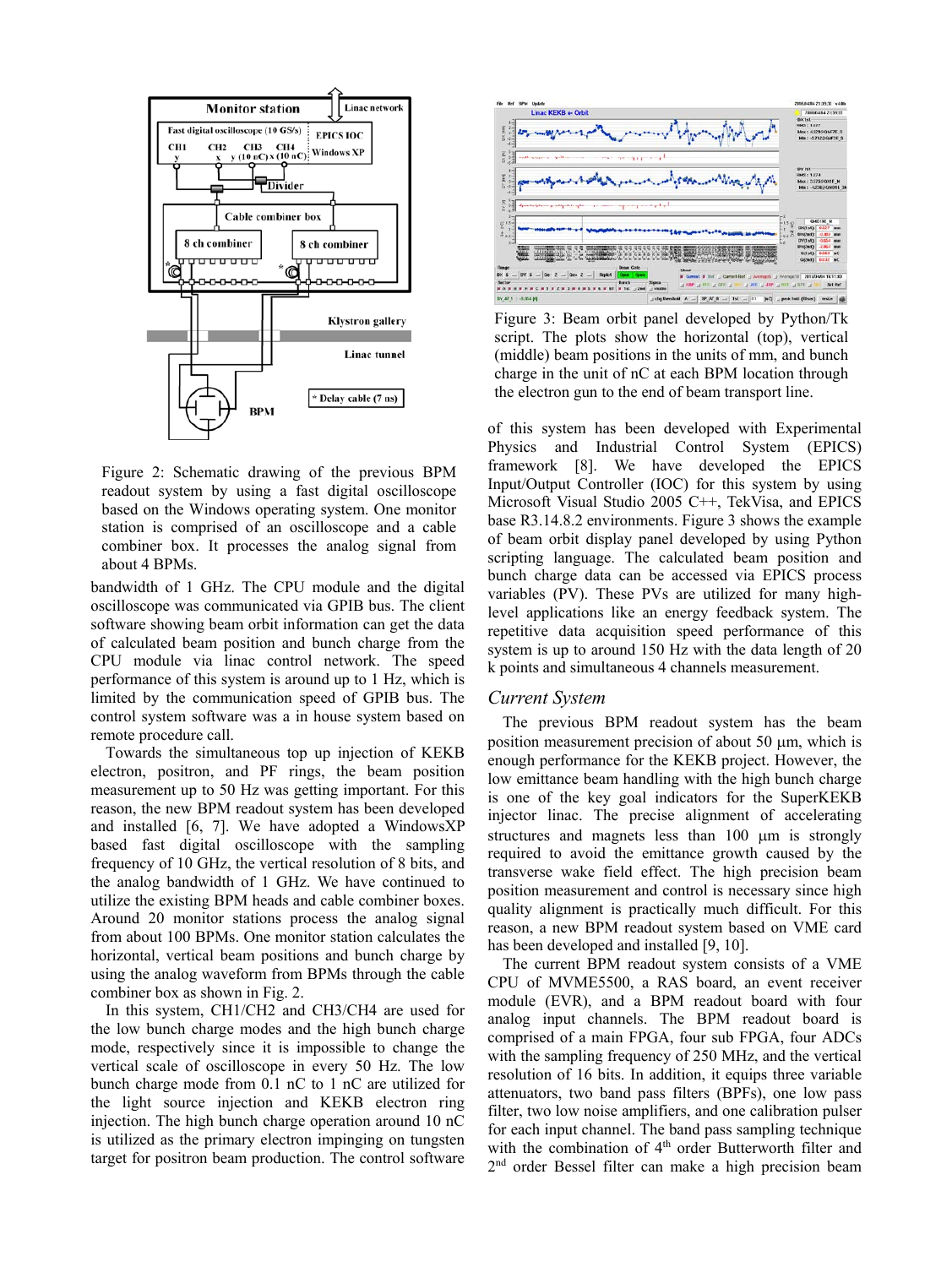Figure 2: Schematic drawing of the previous BPM readout system by using a fast digital oscilloscope based on the Windows operating system. One monitor station is comprised of an oscilloscope and a cable combiner box. It processes the analog signal from about 4 BPMs.

bandwidth of 1 GHz. The CPU module and the digital oscilloscope was communicated via GPIB bus. The client software showing beam orbit information can get the data of calculated beam position and bunch charge from the CPU module via linac control network. The speed performance of this system is around up to 1 Hz, which is limited by the communication speed of GPIB bus. The control system software was a in house system based on remote procedure call.

Towards the simultaneous top up injection of KEKB electron, positron, and PF rings, the beam position measurement up to 50 Hz was getting important. For this reason, the new BPM readout system has been developed and installed [6, 7]. We have adopted a WindowsXP based fast digital oscilloscope with the sampling frequency of 10 GHz, the vertical resolution of 8 bits, and the analog bandwidth of 1 GHz. We have continued to utilize the existing BPM heads and cable combiner boxes. Around 20 monitor stations process the analog signal from about 100 BPMs. One monitor station calculates the horizontal, vertical beam positions and bunch charge by using the analog waveform from BPMs through the cable combiner box as shown in Fig. 2.

In this system, CH1/CH2 and CH3/CH4 are used for the low bunch charge modes and the high bunch charge mode, respectively since it is impossible to change the vertical scale of oscilloscope in every 50 Hz. The low bunch charge mode from 0.1 nC to 1 nC are utilized for the light source injection and KEKB electron ring injection. The high bunch charge operation around 10 nC is utilized as the primary electron impinging on tungsten target for positron beam production. The control software of this system has been developed with Experimental Physics and Industrial Control System (EPICS) framework [8]. We have developed the EPICS Input/Output Controller (IOC) for this system by using Microsoft Visual Studio 2005 C++, TekVisa, and EPICS base R3.14.8.2 environments. Figure 3 shows the example of beam orbit display panel developed by using Python scripting language. The calculated beam position and bunch charge data can be accessed via EPICS process variables (PV). These PVs are utilized for many high-level applications like an energy feedback system. The repetitive data acquisition speed performance of this system is up to around 150 Hz with the data length of 20 k points and simultaneous 4 channels measurement.

Figure 3: Beam orbit panel developed by Python/Tk script. The plots show the horizontal (top), vertical (middle) beam positions in the units of mm, and bunch charge in the unit of nC at each BPM location through the electron gun to the end of beam transport line.

### *Current System*

The previous BPM readout system has the beam position measurement precision of about 50 μm, which is enough performance for the KEKB project. However, the low emittance beam handling with the high bunch charge is one of the key goal indicators for the SuperKEKB injector linac. The precise alignment of accelerating structures and magnets less than 100 μm is strongly required to avoid the emittance growth caused by the transverse wake field effect. The high precision beam position measurement and control is necessary since high quality alignment is practically much difficult. For this reason, a new BPM readout system based on VME card has been developed and installed [9, 10].

The current BPM readout system consists of a VME CPU of MVME5500, a RAS board, an event receiver module (EVR), and a BPM readout board with four analog input channels. The BPM readout board is comprised of a main FPGA, four sub FPGA, four ADCs with the sampling frequency of 250 MHz, and the vertical resolution of 16 bits. In addition, it equips three variable attenuators, two band pass filters (BPFs), one low pass filter, two low noise amplifiers, and one calibration pulser for each input channel. The band pass sampling technique with the combination of 4th order Butterworth filter and 2nd order Bessel filter can make a high precision beam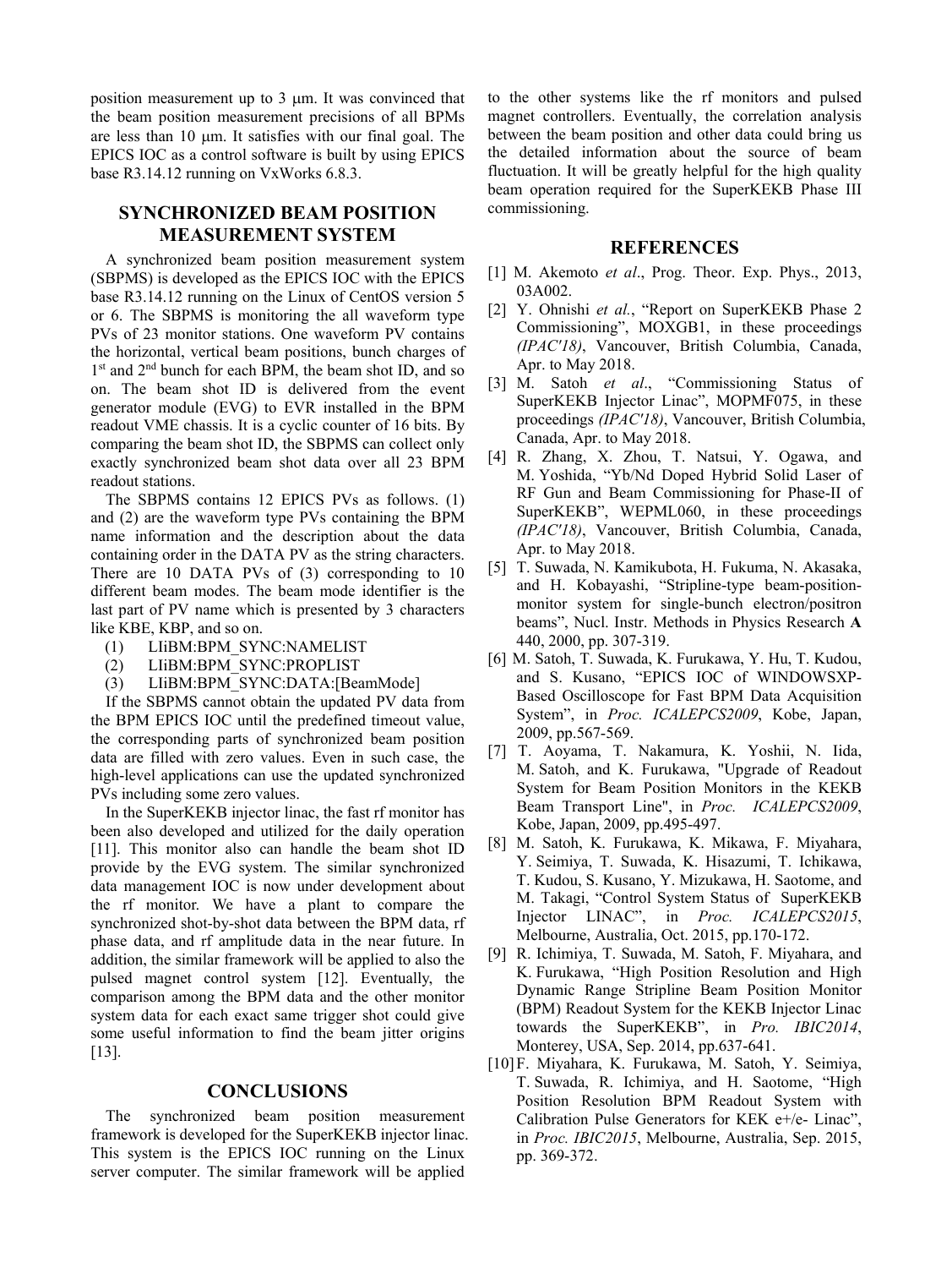position measurement up to 3 μm. It was convinced that the beam position measurement precisions of all BPMs are less than 10 μm. It satisfies with our final goal. The EPICS IOC as a control software is built by using EPICS base R3.14.12 running on VxWorks 6.8.3.

## SYNCHRONIZED BEAM POSITION MEASUREMENT SYSTEM

A synchronized beam position measurement system (SBPMS) is developed as the EPICS IOC with the EPICS base R3.14.12 running on the Linux of CentOS version 5 or 6. The SBPMS is monitoring the all waveform type PVs of 23 monitor stations. One waveform PV contains the horizontal, vertical beam positions, bunch charges of 1st and 2nd bunch for each BPM, the beam shot ID, and so on. The beam shot ID is delivered from the event generator module (EVG) to EVR installed in the BPM readout VME chassis. It is a cyclic counter of 16 bits. By comparing the beam shot ID, the SBPMS can collect only exactly synchronized beam shot data over all 23 BPM readout stations.

The SBPMS contains 12 EPICS PVs as follows. (1) and (2) are the waveform type PVs containing the BPM name information and the description about the data containing order in the DATA PV as the string characters. There are 10 DATA PVs of (3) corresponding to 10 different beam modes. The beam mode identifier is the last part of PV name which is presented by 3 characters like KBE, KBP, and so on.

(1) LIiBM:BPM_SYNC:NAMELIST
(2) LIiBM:BPM_SYNC:PROPLIST
(3) LIiBM:BPM_SYNC:DATA:[BeamMode]

If the SBPMS cannot obtain the updated PV data from the BPM EPICS IOC until the predefined timeout value, the corresponding parts of synchronized beam position data are filled with zero values. Even in such case, the high-level applications can use the updated synchronized PVs including some zero values.

In the SuperKEKB injector linac, the fast rf monitor has been also developed and utilized for the daily operation [11]. This monitor also can handle the beam shot ID provide by the EVG system. The similar synchronized data management IOC is now under development about the rf monitor. We have a plant to compare the synchronized shot-by-shot data between the BPM data, rf phase data, and rf amplitude data in the near future. In addition, the similar framework will be applied to also the pulsed magnet control system [12]. Eventually, the comparison among the BPM data and the other monitor system data for each exact same trigger shot could give some useful information to find the beam jitter origins [13].

## CONCLUSIONS

The synchronized beam position measurement framework is developed for the SuperKEKB injector linac. This system is the EPICS IOC running on the Linux server computer. The similar framework will be applied to the other systems like the rf monitors and pulsed magnet controllers. Eventually, the correlation analysis between the beam position and other data could bring us the detailed information about the source of beam fluctuation. It will be greatly helpful for the high quality beam operation required for the SuperKEKB Phase III commissioning.

## REFERENCES

[1] M. Akemoto *et al*., Prog. Theor. Exp. Phys., 2013, 03A002.

[2] Y. Ohnishi *et al.*, "Report on SuperKEKB Phase 2 Commissioning", MOXGB1, in these proceedings *(IPAC'18)*, Vancouver, British Columbia, Canada, Apr. to May 2018.

[3] M. Satoh *et al*., "Commissioning Status of SuperKEKB Injector Linac", MOPMF075, in these proceedings *(IPAC'18)*, Vancouver, British Columbia, Canada, Apr. to May 2018.

[4] R. Zhang, X. Zhou, T. Natsui, Y. Ogawa, and M. Yoshida, "Yb/Nd Doped Hybrid Solid Laser of RF Gun and Beam Commissioning for Phase-II of SuperKEKB", WEPML060, in these proceedings *(IPAC'18)*, Vancouver, British Columbia, Canada, Apr. to May 2018.

[5] T. Suwada, N. Kamikubota, H. Fukuma, N. Akasaka, and H. Kobayashi, "Stripline-type beam-position-monitor system for single-bunch electron/positron beams", Nucl. Instr. Methods in Physics Research **A** 440, 2000, pp. 307-319.

[6] M. Satoh, T. Suwada, K. Furukawa, Y. Hu, T. Kudou, and S. Kusano, "EPICS IOC of WINDOWSXP-Based Oscilloscope for Fast BPM Data Acquisition System", in *Proc. ICALEPCS2009*, Kobe, Japan, 2009, pp.567-569.

[7] T. Aoyama, T. Nakamura, K. Yoshii, N. Iida, M. Satoh, and K. Furukawa, "Upgrade of Readout System for Beam Position Monitors in the KEKB Beam Transport Line", in *Proc. ICALEPCS2009*, Kobe, Japan, 2009, pp.495-497.

[8] M. Satoh, K. Furukawa, K. Mikawa, F. Miyahara, Y. Seimiya, T. Suwada, K. Hisazumi, T. Ichikawa, T. Kudou, S. Kusano, Y. Mizukawa, H. Saotome, and M. Takagi, "Control System Status of SuperKEKB Injector LINAC", in *Proc. ICALEPCS2015*, Melbourne, Australia, Oct. 2015, pp.170-172.

[9] R. Ichimiya, T. Suwada, M. Satoh, F. Miyahara, and K. Furukawa, "High Position Resolution and High Dynamic Range Stripline Beam Position Monitor (BPM) Readout System for the KEKB Injector Linac towards the SuperKEKB", in *Pro. IBIC2014*, Monterey, USA, Sep. 2014, pp.637-641.

[10] F. Miyahara, K. Furukawa, M. Satoh, Y. Seimiya, T. Suwada, R. Ichimiya, and H. Saotome, "High Position Resolution BPM Readout System with Calibration Pulse Generators for KEK e+/e- Linac", in *Proc. IBIC2015*, Melbourne, Australia, Sep. 2015, pp. 369-372.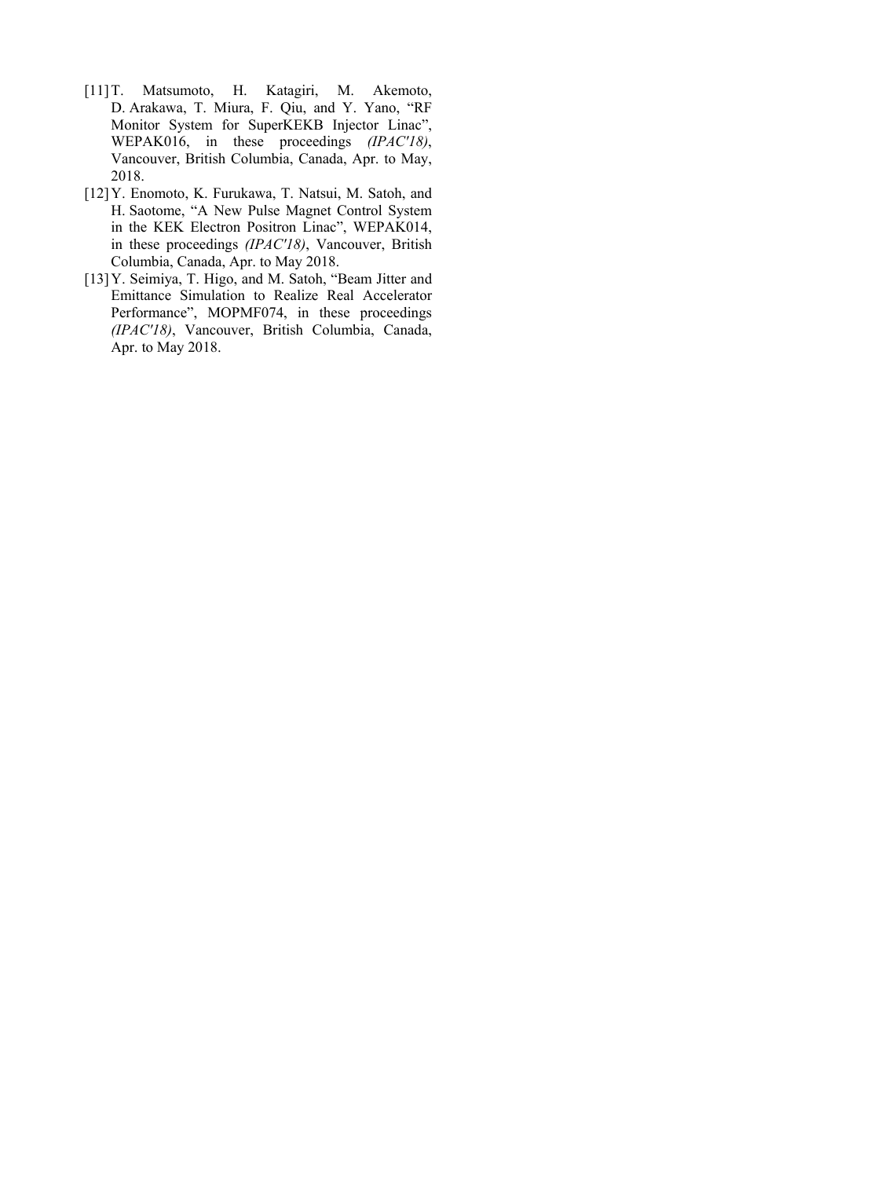[11] T. Matsumoto, H. Katagiri, M. Akemoto, D. Arakawa, T. Miura, F. Qiu, and Y. Yano, "RF Monitor System for SuperKEKB Injector Linac", WEPAK016, in these proceedings *(IPAC'18)*, Vancouver, British Columbia, Canada, Apr. to May, 2018.

[12] Y. Enomoto, K. Furukawa, T. Natsui, M. Satoh, and H. Saotome, "A New Pulse Magnet Control System in the KEK Electron Positron Linac", WEPAK014, in these proceedings *(IPAC'18)*, Vancouver, British Columbia, Canada, Apr. to May 2018.

[13] Y. Seimiya, T. Higo, and M. Satoh, "Beam Jitter and Emittance Simulation to Realize Real Accelerator Performance", MOPMF074, in these proceedings *(IPAC'18)*, Vancouver, British Columbia, Canada, Apr. to May 2018.